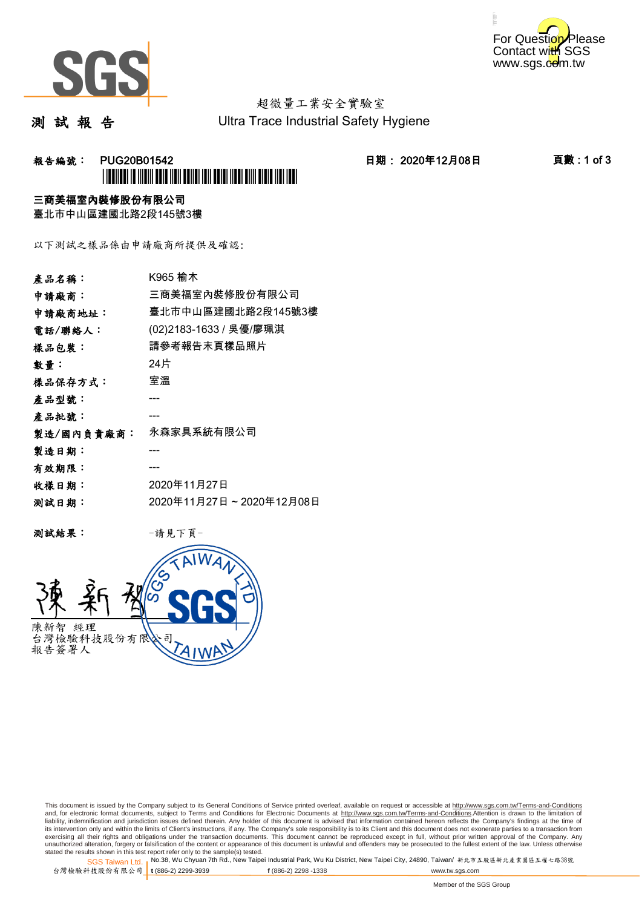SGS

**測 試 報 告**

超微量工業安全實驗室
Ultra Trace Industrial Safety Hygiene

For Question Please Contact with SGS
www.sgs.com.tw

**報告編號： PUG20B01542** **日期： 2020年12月08日**

**三商美福室內裝修股份有限公司**
臺北市中山區建國北路2段145號3樓

以下測試之樣品係由申請廠商所提供及確認:

| | |
|---|---|
| **產品名稱：** | K965 榆木 |
| **申請廠商：** | 三商美福室內裝修股份有限公司 |
| **申請廠商地址：** | 臺北市中山區建國北路2段145號3樓 |
| **電話/聯絡人：** | (02)2183-1633 / 吳優/廖珮淇 |
| **樣品包裝：** | 請參考報告末頁樣品照片 |
| **數量：** | 24片 |
| **樣品保存方式：** | 室溫 |
| **產品型號：** | --- |
| **產品批號：** | --- |
| **製造/國內負責廠商：** | 永森家具系統有限公司 |
| **製造日期：** | --- |
| **有效期限：** | --- |
| **收樣日期：** | 2020年11月27日 |
| **測試日期：** | 2020年11月27日 ~ 2020年12月08日 |

**測試結果：** -請見下頁-

陳新智 經理
台灣檢驗科技股份有限公司
報告簽署人

This document is issued by the Company subject to its General Conditions of Service printed overleaf, available on request or accessible at http://www.sgs.com.tw/Terms-and-Conditions and, for electronic format documents, subject to Terms and Conditions for Electronic Documents at http://www.sgs.com.tw/Terms-and-Conditions.Attention is drawn to the limitation of liability, indemnification and jurisdiction issues defined therein. Any holder of this document is advised that information contained hereon reflects the Company's findings at the time of its intervention only and within the limits of Client's instructions, if any. The Company's sole responsibility is to its Client and this document does not exonerate parties to a transaction from exercising all their rights and obligations under the transaction documents. This document cannot be reproduced except in full, without prior written approval of the Company. Any unauthorized alteration, forgery or falsification of the content or appearance of this document is unlawful and offenders may be prosecuted to the fullest extent of the law. Unless otherwise stated the results shown in this test report refer only to the sample(s) tested.

SGS Taiwan Ltd. 台灣檢驗科技股份有限公司 | No.38, Wu Chyuan 7th Rd., New Taipei Industrial Park, Wu Ku District, New Taipei City, 24890, Taiwan/ 新北市五股區新北產業園區五權七路38號 t (886-2) 2299-3939 f (886-2) 2298 -1338 www.tw.sgs.com

Member of the SGS Group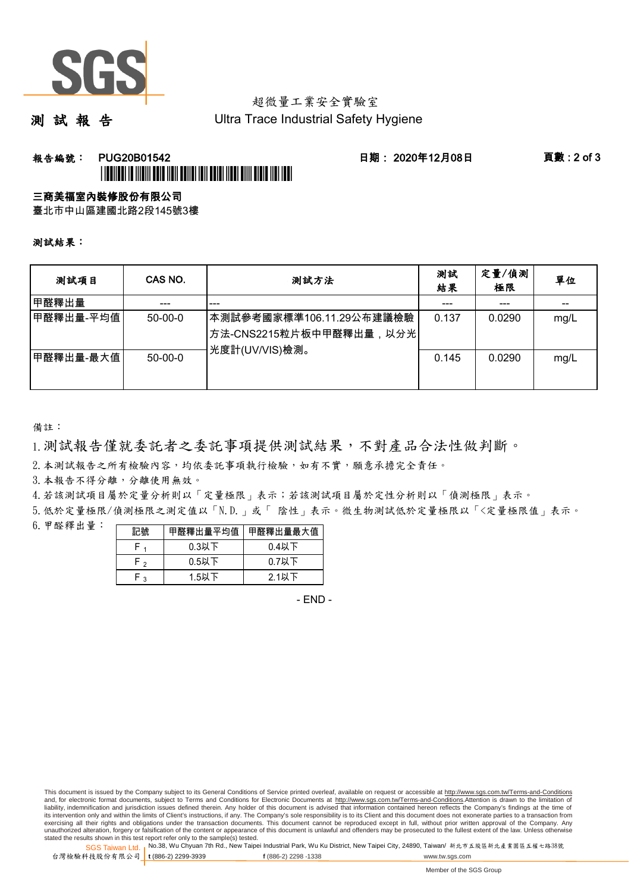# 測 試 報 告

超微量工業安全實驗室
Ultra Trace Industrial Safety Hygiene

**報告編號： PUG20B01542** **日期： 2020年12月08日**

**三商美福室內裝修股份有限公司**
臺北市中山區建國北路2段145號3樓

**測試結果：**

| 測試項目 | CAS NO. | 測試方法 | 測試結果 | 定量/偵測極限 | 單位 |
|---|---|---|---|---|---|
| 甲醛釋出量 | --- | --- | --- | --- | -- |
| 甲醛釋出量-平均值 | 50-00-0 | 本測試參考國家標準106.11.29公布建議檢驗方法-CNS2215粒片板中甲醛釋出量，以分光光度計(UV/VIS)檢測。 | 0.137 | 0.0290 | mg/L |
| 甲醛釋出量-最大值 | 50-00-0 | | 0.145 | 0.0290 | mg/L |

備註：

1. 測試報告僅就委託者之委託事項提供測試結果，不對產品合法性做判斷。
2. 本測試報告之所有檢驗內容，均依委託事項執行檢驗，如有不實，願意承擔完全責任。
3. 本報告不得分離，分離使用無效。
4. 若該測試項目屬於定量分析則以「定量極限」表示；若該測試項目屬於定性分析則以「偵測極限」表示。
5. 低於定量極限/偵測極限之測定值以「N.D.」或「 陰性」表示。微生物測試低於定量極限以「<定量極限值」表示。
6. 甲醛釋出量：

| 記號 | 甲醛釋出量平均值 | 甲醛釋出量最大值 |
|---|---|---|
| $F_1$ | 0.3以下 | 0.4以下 |
| $F_2$ | 0.5以下 | 0.7以下 |
| $F_3$ | 1.5以下 | 2.1以下 |

- END -

This document is issued by the Company subject to its General Conditions of Service printed overleaf, available on request or accessible at http://www.sgs.com.tw/Terms-and-Conditions and, for electronic format documents, subject to Terms and Conditions for Electronic Documents at http://www.sgs.com.tw/Terms-and-Conditions.Attention is drawn to the limitation of liability, indemnification and jurisdiction issues defined therein. Any holder of this document is advised that information contained hereon reflects the Company's findings at the time of its intervention only and within the limits of Client's instructions, if any. The Company's sole responsibility is to its Client and this document does not exonerate parties to a transaction from exercising all their rights and obligations under the transaction documents. This document cannot be reproduced except in full, without prior written approval of the Company. Any unauthorized alteration, forgery or falsification of the content or appearance of this document is unlawful and offenders may be prosecuted to the fullest extent of the law. Unless otherwise stated the results shown in this test report refer only to the sample(s) tested.

SGS Taiwan Ltd. 台灣檢驗科技股份有限公司 | No.38, Wu Chyuan 7th Rd., New Taipei Industrial Park, Wu Ku District, New Taipei City, 24890, Taiwan/ 新北市五股區新北產業園區五權七路38號 | t (886-2) 2299-3939 | f (886-2) 2298 -1338 | www.tw.sgs.com

Member of the SGS Group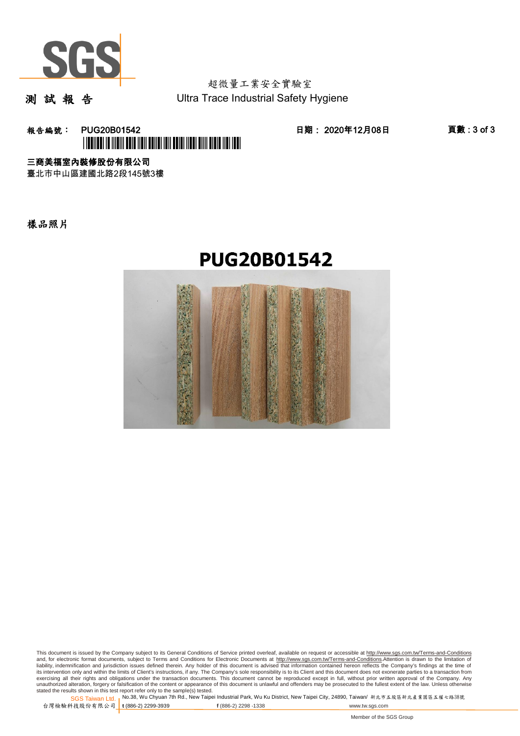測 試 報 告

超微量工業安全實驗室
Ultra Trace Industrial Safety Hygiene

報告編號： PUG20B01542　　日期： 2020年12月08日　　頁數 : 3 of 3

**三商美福室內裝修股份有限公司**
臺北市中山區建國北路2段145號3樓

## 樣品照片

**PUG20B01542**

This document is issued by the Company subject to its General Conditions of Service printed overleaf, available on request or accessible at http://www.sgs.com.tw/Terms-and-Conditions and, for electronic format documents, subject to Terms and Conditions for Electronic Documents at http://www.sgs.com.tw/Terms-and-Conditions.Attention is drawn to the limitation of liability, indemnification and jurisdiction issues defined therein. Any holder of this document is advised that information contained hereon reflects the Company's findings at the time of its intervention only and within the limits of Client's instructions, if any. The Company's sole responsibility is to its Client and this document does not exonerate parties to a transaction from exercising all their rights and obligations under the transaction documents. This document cannot be reproduced except in full, without prior written approval of the Company. Any unauthorized alteration, forgery or falsification of the content or appearance of this document is unlawful and offenders may be prosecuted to the fullest extent of the law. Unless otherwise stated the results shown in this test report refer only to the sample(s) tested.

SGS Taiwan Ltd. 台灣檢驗科技股份有限公司 | No.38, Wu Chyuan 7th Rd., New Taipei Industrial Park, Wu Ku District, New Taipei City, 24890, Taiwan/ 新北市五股區新北產業園區五權七路38號
t (886-2) 2299-3939　f (886-2) 2298 -1338　www.tw.sgs.com

Member of the SGS Group